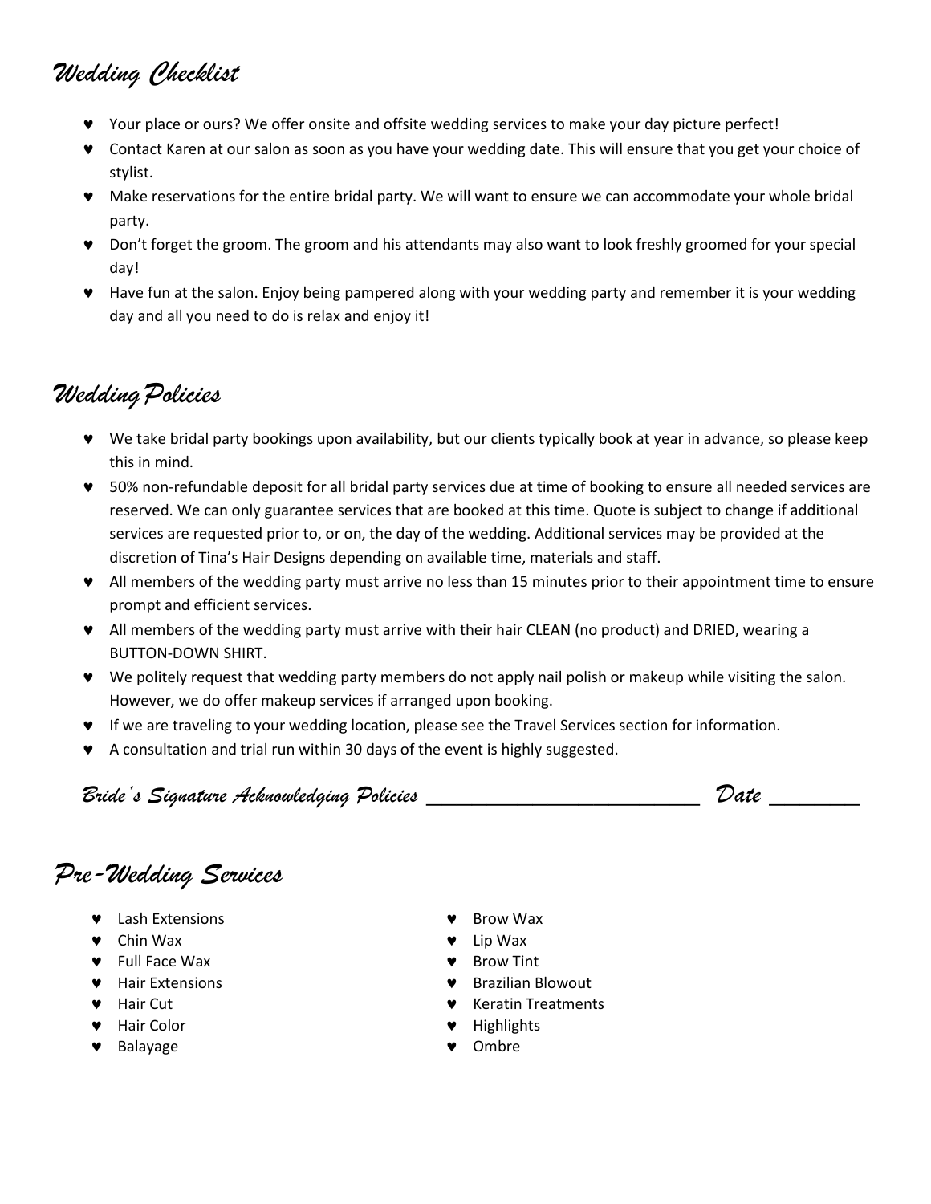## *Wedding Checklist*

- Your place or ours? We offer onsite and offsite wedding services to make your day picture perfect!
- Contact Karen at our salon as soon as you have your wedding date. This will ensure that you get your choice of stylist.
- Make reservations for the entire bridal party. We will want to ensure we can accommodate your whole bridal party.
- Don't forget the groom. The groom and his attendants may also want to look freshly groomed for your special day!
- Have fun at the salon. Enjoy being pampered along with your wedding party and remember it is your wedding day and all you need to do is relax and enjoy it!

## *Wedding Policies*

- We take bridal party bookings upon availability, but our clients typically book at year in advance, so please keep this in mind.
- 50% non-refundable deposit for all bridal party services due at time of booking to ensure all needed services are reserved. We can only guarantee services that are booked at this time. Quote is subject to change if additional services are requested prior to, or on, the day of the wedding. Additional services may be provided at the discretion of Tina's Hair Designs depending on available time, materials and staff.
- All members of the wedding party must arrive no less than 15 minutes prior to their appointment time to ensure prompt and efficient services.
- All members of the wedding party must arrive with their hair CLEAN (no product) and DRIED, wearing a BUTTON-DOWN SHIRT.
- We politely request that wedding party members do not apply nail polish or makeup while visiting the salon. However, we do offer makeup services if arranged upon booking.
- If we are traveling to your wedding location, please see the Travel Services section for information.
- A consultation and trial run within 30 days of the event is highly suggested.

*Bride's Signature Acknowledging Policies* ___________________________ *Date* ________

## *Pre-Wedding Services*

- Lash Extensions
- Chin Wax
- Full Face Wax
- Hair Extensions
- Hair Cut
- Hair Color
- Balayage
- Brow Wax
- Lip Wax
- Brow Tint
- Brazilian Blowout
- Keratin Treatments
- Highlights
- Ombre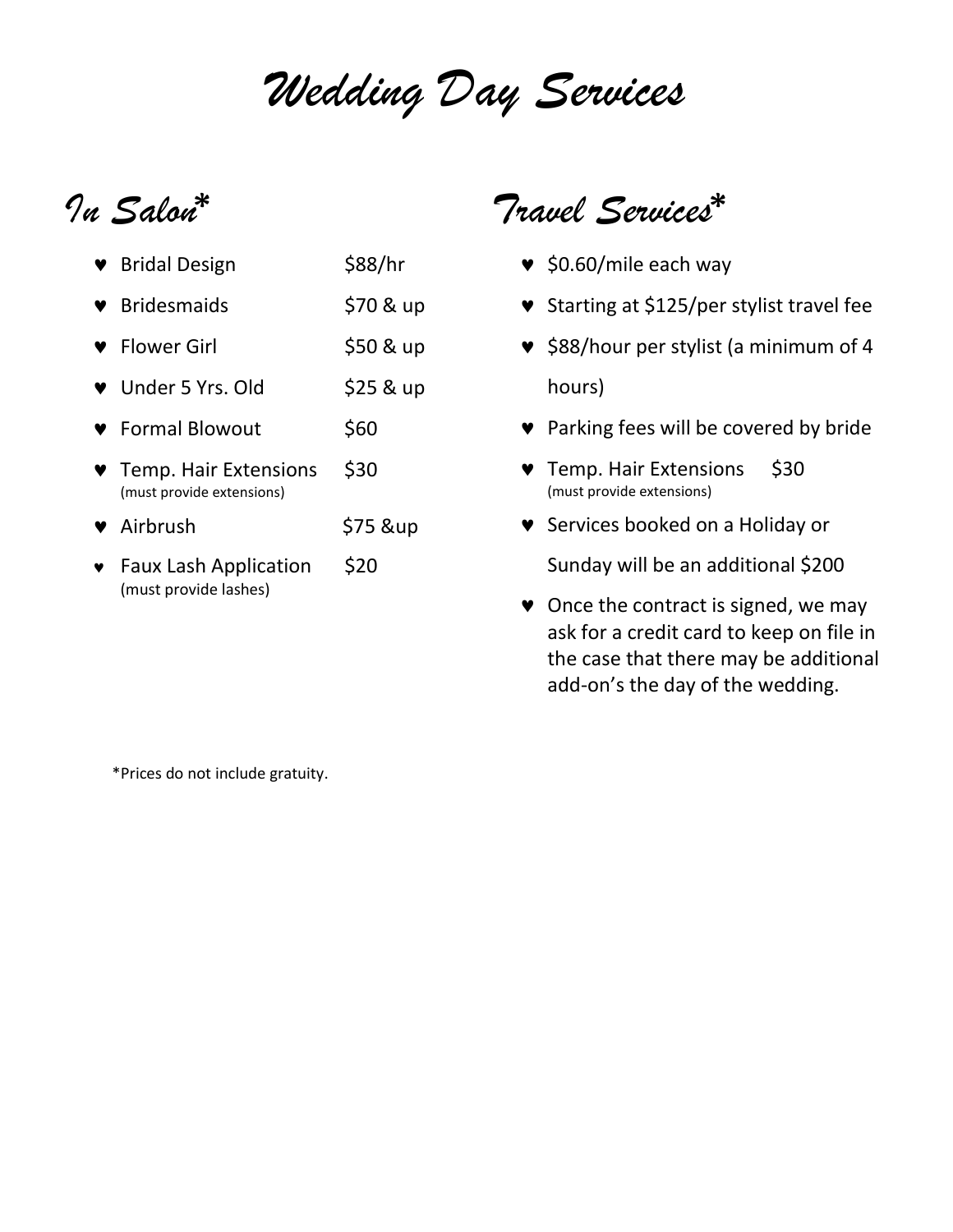# *Wedding Day Services*

## *In Salon**

| | |
|---|---|
| ♥ Bridal Design | $88/hr |
| ♥ Bridesmaids | $70 & up |
| ♥ Flower Girl | $50 & up |
| ♥ Under 5 Yrs. Old | $25 & up |
| ♥ Formal Blowout | $60 |
| ♥ Temp. Hair Extensions (must provide extensions) | $30 |
| ♥ Airbrush | $75 &up |
| ♥ Faux Lash Application (must provide lashes) | $20 |

## *Travel Services**

- ♥ $0.60/mile each way
- ♥ Starting at $125/per stylist travel fee
- ♥ $88/hour per stylist (a minimum of 4 hours)
- ♥ Parking fees will be covered by bride
- ♥ Temp. Hair Extensions $30 (must provide extensions)
- ♥ Services booked on a Holiday or Sunday will be an additional $200
- ♥ Once the contract is signed, we may ask for a credit card to keep on file in the case that there may be additional add-on's the day of the wedding.

*Prices do not include gratuity.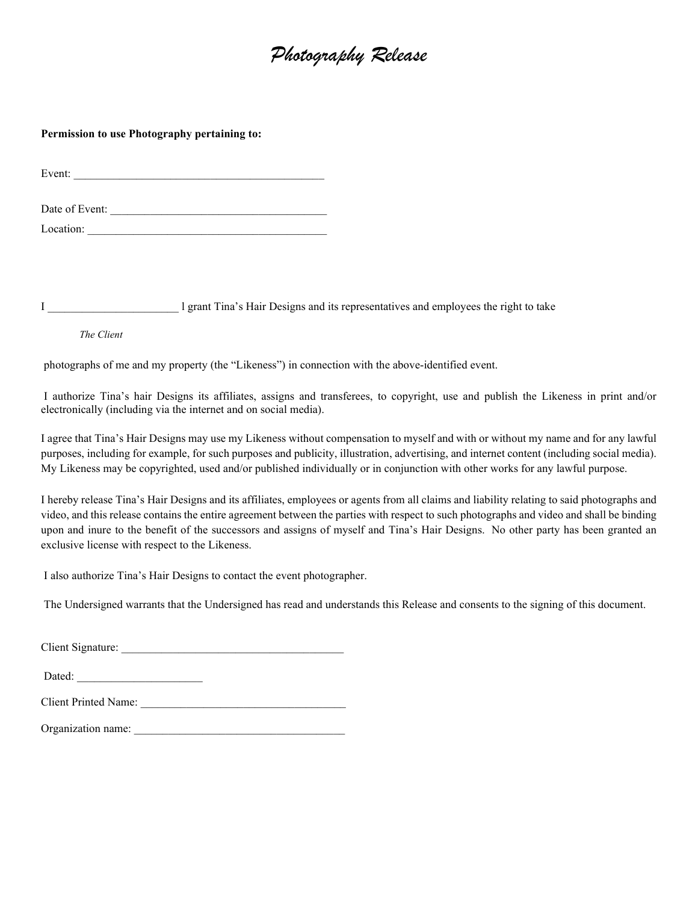# *Photography Release*

**Permission to use Photography pertaining to:**

Event: _____________________________________________

Date of Event: ______________________________________

Location: __________________________________________

I _______________________ l grant Tina's Hair Designs and its representatives and employees the right to take

*The Client*

photographs of me and my property (the "Likeness") in connection with the above-identified event.

I authorize Tina's hair Designs its affiliates, assigns and transferees, to copyright, use and publish the Likeness in print and/or electronically (including via the internet and on social media).

I agree that Tina's Hair Designs may use my Likeness without compensation to myself and with or without my name and for any lawful purposes, including for example, for such purposes and publicity, illustration, advertising, and internet content (including social media). My Likeness may be copyrighted, used and/or published individually or in conjunction with other works for any lawful purpose.

I hereby release Tina's Hair Designs and its affiliates, employees or agents from all claims and liability relating to said photographs and video, and this release contains the entire agreement between the parties with respect to such photographs and video and shall be binding upon and inure to the benefit of the successors and assigns of myself and Tina's Hair Designs. No other party has been granted an exclusive license with respect to the Likeness.

I also authorize Tina's Hair Designs to contact the event photographer.

The Undersigned warrants that the Undersigned has read and understands this Release and consents to the signing of this document.

Client Signature: ________________________________________

Dated: ______________________

Client Printed Name: _____________________________________

Organization name: ______________________________________